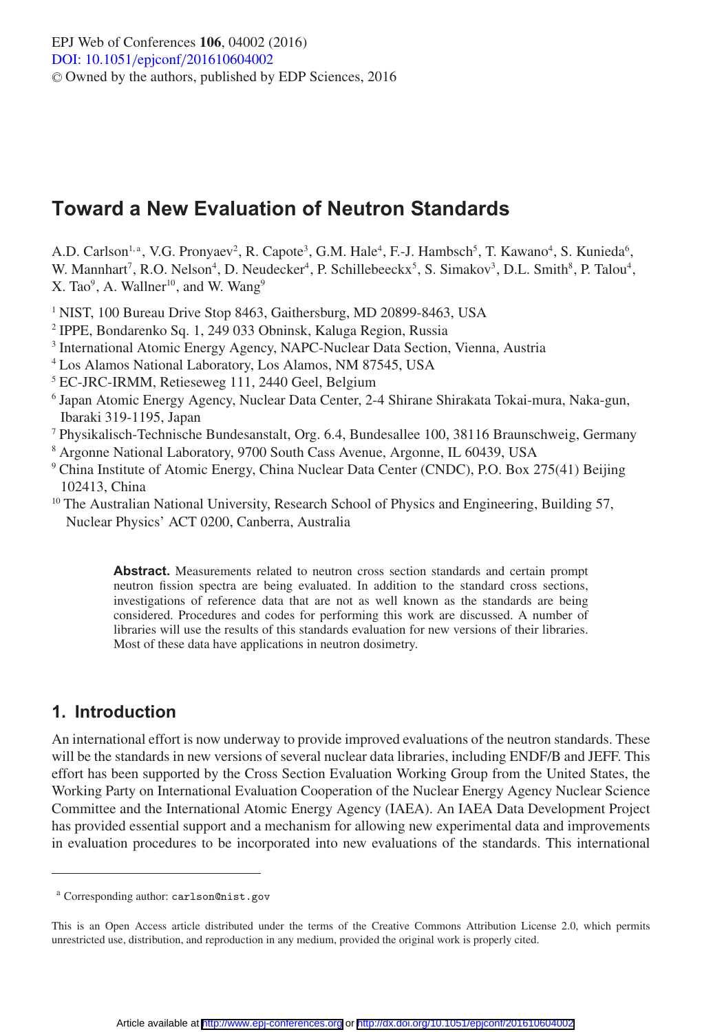# Toward a New Evaluation of Neutron Standards

A.D. Carlson[1,a], V.G. Pronyaev[2], R. Capote[3], G.M. Hale[4], F.-J. Hambsch[5], T. Kawano[4], S. Kunieda[6], W. Mannhart[7], R.O. Nelson[4], D. Neudecker[4], P. Schillebeeckx[5], S. Simakov[3], D.L. Smith[8], P. Talou[4], X. Tao[9], A. Wallner[10], and W. Wang[9]

[1] NIST, 100 Bureau Drive Stop 8463, Gaithersburg, MD 20899-8463, USA
[2] IPPE, Bondarenko Sq. 1, 249 033 Obninsk, Kaluga Region, Russia
[3] International Atomic Energy Agency, NAPC-Nuclear Data Section, Vienna, Austria
[4] Los Alamos National Laboratory, Los Alamos, NM 87545, USA
[5] EC-JRC-IRMM, Retieseweg 111, 2440 Geel, Belgium
[6] Japan Atomic Energy Agency, Nuclear Data Center, 2-4 Shirane Shirakata Tokai-mura, Naka-gun, Ibaraki 319-1195, Japan
[7] Physikalisch-Technische Bundesanstalt, Org. 6.4, Bundesallee 100, 38116 Braunschweig, Germany
[8] Argonne National Laboratory, 9700 South Cass Avenue, Argonne, IL 60439, USA
[9] China Institute of Atomic Energy, China Nuclear Data Center (CNDC), P.O. Box 275(41) Beijing 102413, China
[10] The Australian National University, Research School of Physics and Engineering, Building 57, Nuclear Physics' ACT 0200, Canberra, Australia

**Abstract.** Measurements related to neutron cross section standards and certain prompt neutron fission spectra are being evaluated. In addition to the standard cross sections, investigations of reference data that are not as well known as the standards are being considered. Procedures and codes for performing this work are discussed. A number of libraries will use the results of this standards evaluation for new versions of their libraries. Most of these data have applications in neutron dosimetry.

## 1. Introduction

An international effort is now underway to provide improved evaluations of the neutron standards. These will be the standards in new versions of several nuclear data libraries, including ENDF/B and JEFF. This effort has been supported by the Cross Section Evaluation Working Group from the United States, the Working Party on International Evaluation Cooperation of the Nuclear Energy Agency Nuclear Science Committee and the International Atomic Energy Agency (IAEA). An IAEA Data Development Project has provided essential support and a mechanism for allowing new experimental data and improvements in evaluation procedures to be incorporated into new evaluations of the standards. This international

[a] Corresponding author: carlson@nist.gov

This is an Open Access article distributed under the terms of the Creative Commons Attribution License 2.0, which permits unrestricted use, distribution, and reproduction in any medium, provided the original work is properly cited.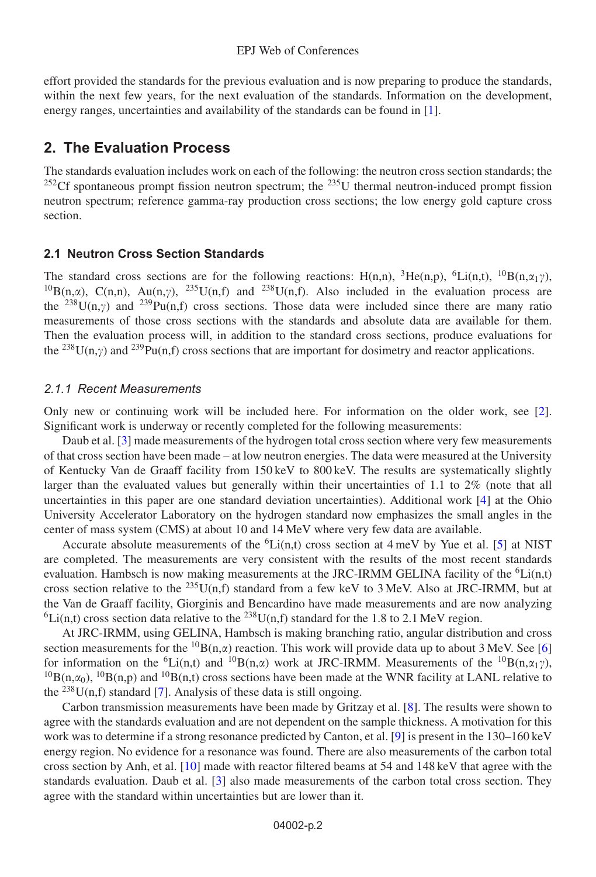effort provided the standards for the previous evaluation and is now preparing to produce the standards, within the next few years, for the next evaluation of the standards. Information on the development, energy ranges, uncertainties and availability of the standards can be found in [1].

## 2. The Evaluation Process

The standards evaluation includes work on each of the following: the neutron cross section standards; the $^{252}$Cf spontaneous prompt fission neutron spectrum; the $^{235}$U thermal neutron-induced prompt fission neutron spectrum; reference gamma-ray production cross sections; the low energy gold capture cross section.

### 2.1 Neutron Cross Section Standards

The standard cross sections are for the following reactions: H(n,n), $^{3}$He(n,p), $^{6}$Li(n,t), $^{10}$B(n,$\alpha_1\gamma$), $^{10}$B(n,$\alpha$), C(n,n), Au(n,$\gamma$), $^{235}$U(n,f) and $^{238}$U(n,f). Also included in the evaluation process are the $^{238}$U(n,$\gamma$) and $^{239}$Pu(n,f) cross sections. Those data were included since there are many ratio measurements of those cross sections with the standards and absolute data are available for them. Then the evaluation process will, in addition to the standard cross sections, produce evaluations for the $^{238}$U(n,$\gamma$) and $^{239}$Pu(n,f) cross sections that are important for dosimetry and reactor applications.

#### *2.1.1 Recent Measurements*

Only new or continuing work will be included here. For information on the older work, see [2]. Significant work is underway or recently completed for the following measurements:

Daub et al. [3] made measurements of the hydrogen total cross section where very few measurements of that cross section have been made – at low neutron energies. The data were measured at the University of Kentucky Van de Graaff facility from 150 keV to 800 keV. The results are systematically slightly larger than the evaluated values but generally within their uncertainties of 1.1 to 2% (note that all uncertainties in this paper are one standard deviation uncertainties). Additional work [4] at the Ohio University Accelerator Laboratory on the hydrogen standard now emphasizes the small angles in the center of mass system (CMS) at about 10 and 14 MeV where very few data are available.

Accurate absolute measurements of the $^{6}$Li(n,t) cross section at 4 meV by Yue et al. [5] at NIST are completed. The measurements are very consistent with the results of the most recent standards evaluation. Hambsch is now making measurements at the JRC-IRMM GELINA facility of the $^{6}$Li(n,t) cross section relative to the $^{235}$U(n,f) standard from a few keV to 3 MeV. Also at JRC-IRMM, but at the Van de Graaff facility, Giorginis and Bencardino have made measurements and are now analyzing $^{6}$Li(n,t) cross section data relative to the $^{238}$U(n,f) standard for the 1.8 to 2.1 MeV region.

At JRC-IRMM, using GELINA, Hambsch is making branching ratio, angular distribution and cross section measurements for the $^{10}$B(n,$\alpha$) reaction. This work will provide data up to about 3 MeV. See [6] for information on the $^{6}$Li(n,t) and $^{10}$B(n,$\alpha$) work at JRC-IRMM. Measurements of the $^{10}$B(n,$\alpha_1\gamma$), $^{10}$B(n,$\alpha_0$), $^{10}$B(n,p) and $^{10}$B(n,t) cross sections have been made at the WNR facility at LANL relative to the $^{238}$U(n,f) standard [7]. Analysis of these data is still ongoing.

Carbon transmission measurements have been made by Gritzay et al. [8]. The results were shown to agree with the standards evaluation and are not dependent on the sample thickness. A motivation for this work was to determine if a strong resonance predicted by Canton, et al. [9] is present in the 130–160 keV energy region. No evidence for a resonance was found. There are also measurements of the carbon total cross section by Anh, et al. [10] made with reactor filtered beams at 54 and 148 keV that agree with the standards evaluation. Daub et al. [3] also made measurements of the carbon total cross section. They agree with the standard within uncertainties but are lower than it.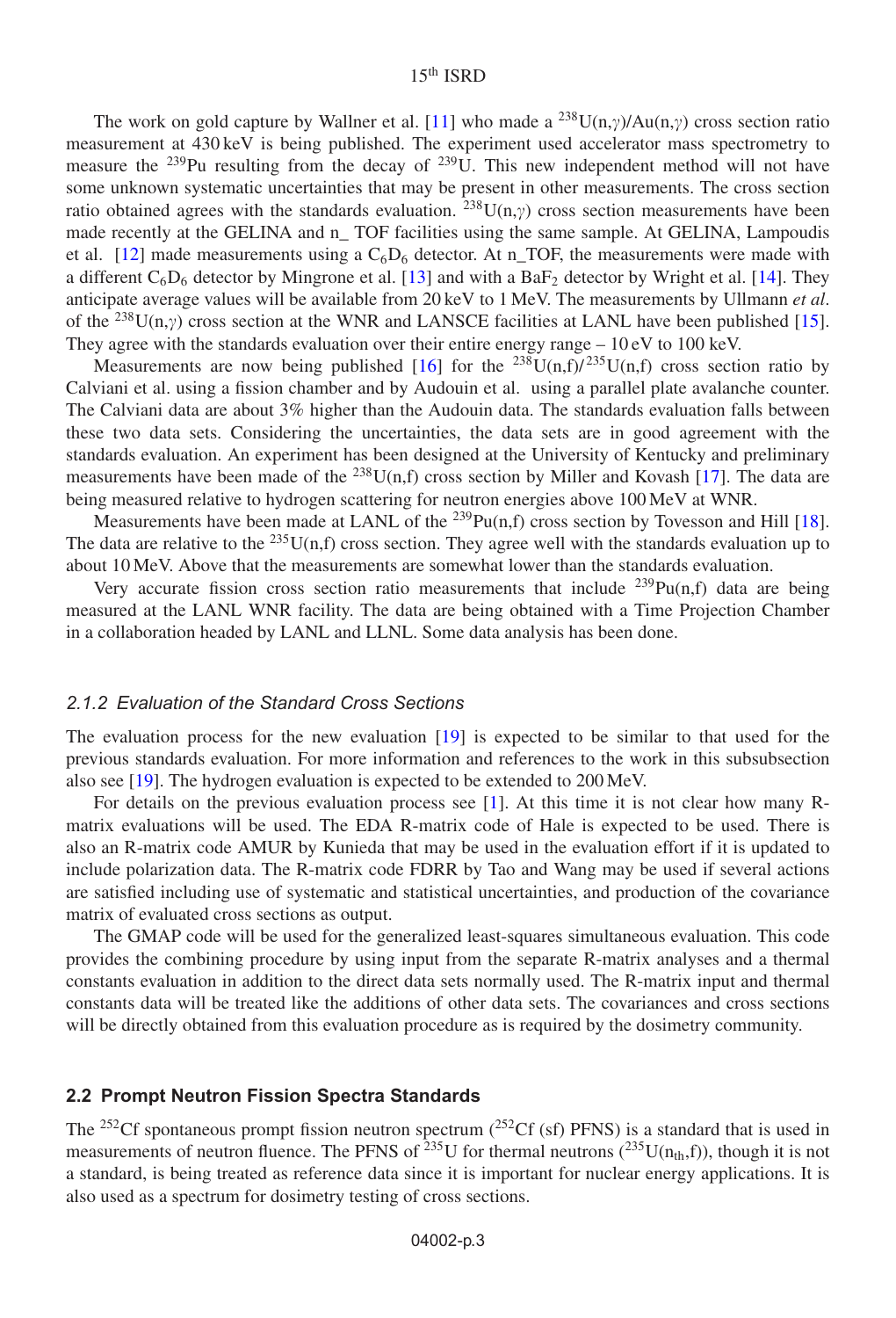The work on gold capture by Wallner et al. [11] who made a $^{238}$U(n,$\gamma$)/Au(n,$\gamma$) cross section ratio measurement at 430 keV is being published. The experiment used accelerator mass spectrometry to measure the $^{239}$Pu resulting from the decay of $^{239}$U. This new independent method will not have some unknown systematic uncertainties that may be present in other measurements. The cross section ratio obtained agrees with the standards evaluation. $^{238}$U(n,$\gamma$) cross section measurements have been made recently at the GELINA and n_ TOF facilities using the same sample. At GELINA, Lampoudis et al. [12] made measurements using a $C_6D_6$ detector. At n_TOF, the measurements were made with a different $C_6D_6$ detector by Mingrone et al. [13] and with a $BaF_2$ detector by Wright et al. [14]. They anticipate average values will be available from 20 keV to 1 MeV. The measurements by Ullmann *et al.* of the $^{238}$U(n,$\gamma$) cross section at the WNR and LANSCE facilities at LANL have been published [15]. They agree with the standards evaluation over their entire energy range – 10 eV to 100 keV.

Measurements are now being published [16] for the $^{238}$U(n,f)/$^{235}$U(n,f) cross section ratio by Calviani et al. using a fission chamber and by Audouin et al. using a parallel plate avalanche counter. The Calviani data are about 3% higher than the Audouin data. The standards evaluation falls between these two data sets. Considering the uncertainties, the data sets are in good agreement with the standards evaluation. An experiment has been designed at the University of Kentucky and preliminary measurements have been made of the $^{238}$U(n,f) cross section by Miller and Kovash [17]. The data are being measured relative to hydrogen scattering for neutron energies above 100 MeV at WNR.

Measurements have been made at LANL of the $^{239}$Pu(n,f) cross section by Tovesson and Hill [18]. The data are relative to the $^{235}$U(n,f) cross section. They agree well with the standards evaluation up to about 10 MeV. Above that the measurements are somewhat lower than the standards evaluation.

Very accurate fission cross section ratio measurements that include $^{239}$Pu(n,f) data are being measured at the LANL WNR facility. The data are being obtained with a Time Projection Chamber in a collaboration headed by LANL and LLNL. Some data analysis has been done.

### *2.1.2 Evaluation of the Standard Cross Sections*

The evaluation process for the new evaluation [19] is expected to be similar to that used for the previous standards evaluation. For more information and references to the work in this subsubsection also see [19]. The hydrogen evaluation is expected to be extended to 200 MeV.

For details on the previous evaluation process see [1]. At this time it is not clear how many R-matrix evaluations will be used. The EDA R-matrix code of Hale is expected to be used. There is also an R-matrix code AMUR by Kunieda that may be used in the evaluation effort if it is updated to include polarization data. The R-matrix code FDRR by Tao and Wang may be used if several actions are satisfied including use of systematic and statistical uncertainties, and production of the covariance matrix of evaluated cross sections as output.

The GMAP code will be used for the generalized least-squares simultaneous evaluation. This code provides the combining procedure by using input from the separate R-matrix analyses and a thermal constants evaluation in addition to the direct data sets normally used. The R-matrix input and thermal constants data will be treated like the additions of other data sets. The covariances and cross sections will be directly obtained from this evaluation procedure as is required by the dosimetry community.

## **2.2 Prompt Neutron Fission Spectra Standards**

The $^{252}$Cf spontaneous prompt fission neutron spectrum ($^{252}$Cf (sf) PFNS) is a standard that is used in measurements of neutron fluence. The PFNS of $^{235}$U for thermal neutrons ($^{235}$U($n_{th}$,f)), though it is not a standard, is being treated as reference data since it is important for nuclear energy applications. It is also used as a spectrum for dosimetry testing of cross sections.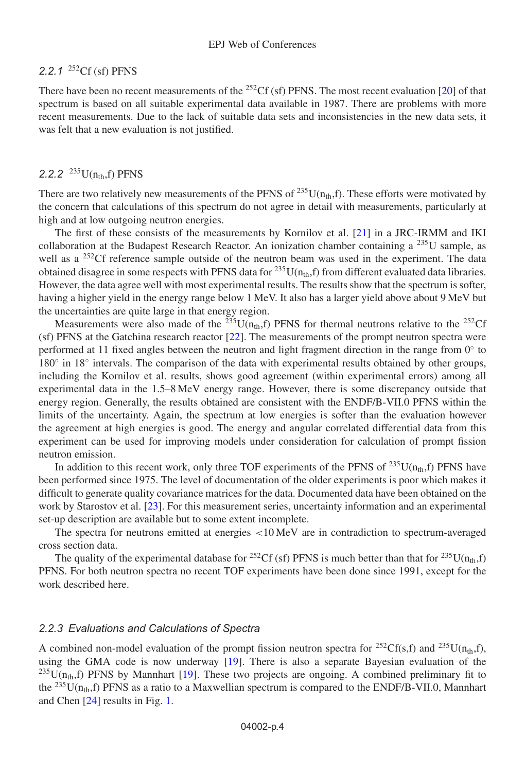### 2.2.1 $^{252}$Cf (sf) PFNS

There have been no recent measurements of the $^{252}$Cf (sf) PFNS. The most recent evaluation [20] of that spectrum is based on all suitable experimental data available in 1987. There are problems with more recent measurements. Due to the lack of suitable data sets and inconsistencies in the new data sets, it was felt that a new evaluation is not justified.

### 2.2.2 $^{235}$U($n_{th}$,f) PFNS

There are two relatively new measurements of the PFNS of $^{235}$U($n_{th}$,f). These efforts were motivated by the concern that calculations of this spectrum do not agree in detail with measurements, particularly at high and at low outgoing neutron energies.

The first of these consists of the measurements by Kornilov et al. [21] in a JRC-IRMM and IKI collaboration at the Budapest Research Reactor. An ionization chamber containing a $^{235}$U sample, as well as a $^{252}$Cf reference sample outside of the neutron beam was used in the experiment. The data obtained disagree in some respects with PFNS data for $^{235}$U($n_{th}$,f) from different evaluated data libraries. However, the data agree well with most experimental results. The results show that the spectrum is softer, having a higher yield in the energy range below 1 MeV. It also has a larger yield above about 9 MeV but the uncertainties are quite large in that energy region.

Measurements were also made of the $^{235}$U($n_{th}$,f) PFNS for thermal neutrons relative to the $^{252}$Cf (sf) PFNS at the Gatchina research reactor [22]. The measurements of the prompt neutron spectra were performed at 11 fixed angles between the neutron and light fragment direction in the range from 0° to 180° in 18° intervals. The comparison of the data with experimental results obtained by other groups, including the Kornilov et al. results, shows good agreement (within experimental errors) among all experimental data in the 1.5–8 MeV energy range. However, there is some discrepancy outside that energy region. Generally, the results obtained are consistent with the ENDF/B-VII.0 PFNS within the limits of the uncertainty. Again, the spectrum at low energies is softer than the evaluation however the agreement at high energies is good. The energy and angular correlated differential data from this experiment can be used for improving models under consideration for calculation of prompt fission neutron emission.

In addition to this recent work, only three TOF experiments of the PFNS of $^{235}$U($n_{th}$,f) PFNS have been performed since 1975. The level of documentation of the older experiments is poor which makes it difficult to generate quality covariance matrices for the data. Documented data have been obtained on the work by Starostov et al. [23]. For this measurement series, uncertainty information and an experimental set-up description are available but to some extent incomplete.

The spectra for neutrons emitted at energies <10 MeV are in contradiction to spectrum-averaged cross section data.

The quality of the experimental database for $^{252}$Cf (sf) PFNS is much better than that for $^{235}$U($n_{th}$,f) PFNS. For both neutron spectra no recent TOF experiments have been done since 1991, except for the work described here.

### 2.2.3 *Evaluations and Calculations of Spectra*

A combined non-model evaluation of the prompt fission neutron spectra for $^{252}$Cf(s,f) and $^{235}$U($n_{th}$,f), using the GMA code is now underway [19]. There is also a separate Bayesian evaluation of the $^{235}$U($n_{th}$,f) PFNS by Mannhart [19]. These two projects are ongoing. A combined preliminary fit to the $^{235}$U($n_{th}$,f) PFNS as a ratio to a Maxwellian spectrum is compared to the ENDF/B-VII.0, Mannhart and Chen [24] results in Fig. 1.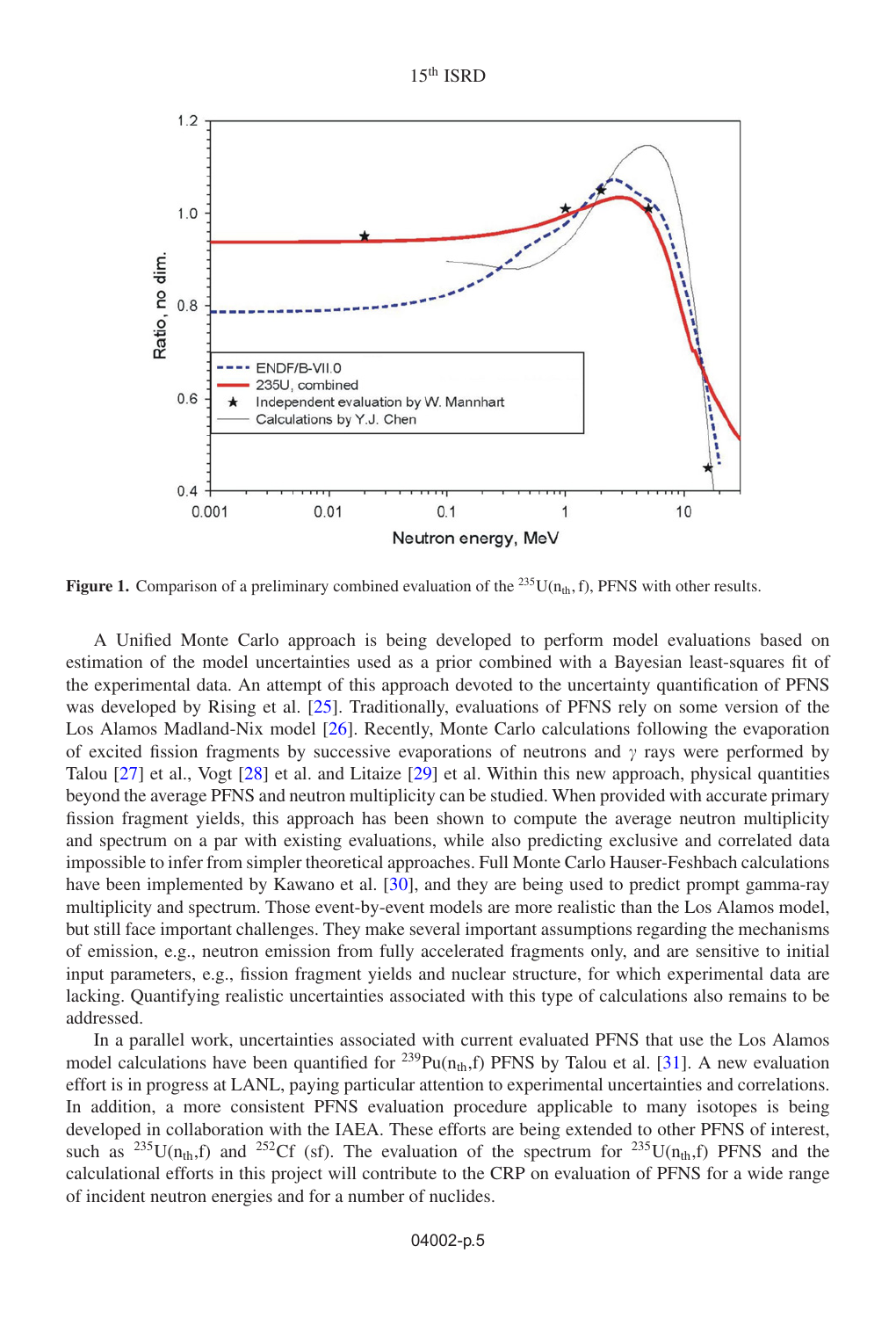Figure 1. Comparison of a preliminary combined evaluation of the $^{235}U(n_{th}, f)$, PFNS with other results.

A Unified Monte Carlo approach is being developed to perform model evaluations based on estimation of the model uncertainties used as a prior combined with a Bayesian least-squares fit of the experimental data. An attempt of this approach devoted to the uncertainty quantification of PFNS was developed by Rising et al. [25]. Traditionally, evaluations of PFNS rely on some version of the Los Alamos Madland-Nix model [26]. Recently, Monte Carlo calculations following the evaporation of excited fission fragments by successive evaporations of neutrons and $\gamma$ rays were performed by Talou [27] et al., Vogt [28] et al. and Litaize [29] et al. Within this new approach, physical quantities beyond the average PFNS and neutron multiplicity can be studied. When provided with accurate primary fission fragment yields, this approach has been shown to compute the average neutron multiplicity and spectrum on a par with existing evaluations, while also predicting exclusive and correlated data impossible to infer from simpler theoretical approaches. Full Monte Carlo Hauser-Feshbach calculations have been implemented by Kawano et al. [30], and they are being used to predict prompt gamma-ray multiplicity and spectrum. Those event-by-event models are more realistic than the Los Alamos model, but still face important challenges. They make several important assumptions regarding the mechanisms of emission, e.g., neutron emission from fully accelerated fragments only, and are sensitive to initial input parameters, e.g., fission fragment yields and nuclear structure, for which experimental data are lacking. Quantifying realistic uncertainties associated with this type of calculations also remains to be addressed.

In a parallel work, uncertainties associated with current evaluated PFNS that use the Los Alamos model calculations have been quantified for $^{239}Pu(n_{th},f)$ PFNS by Talou et al. [31]. A new evaluation effort is in progress at LANL, paying particular attention to experimental uncertainties and correlations. In addition, a more consistent PFNS evaluation procedure applicable to many isotopes is being developed in collaboration with the IAEA. These efforts are being extended to other PFNS of interest, such as $^{235}U(n_{th},f)$ and $^{252}Cf$ (sf). The evaluation of the spectrum for $^{235}U(n_{th},f)$ PFNS and the calculational efforts in this project will contribute to the CRP on evaluation of PFNS for a wide range of incident neutron energies and for a number of nuclides.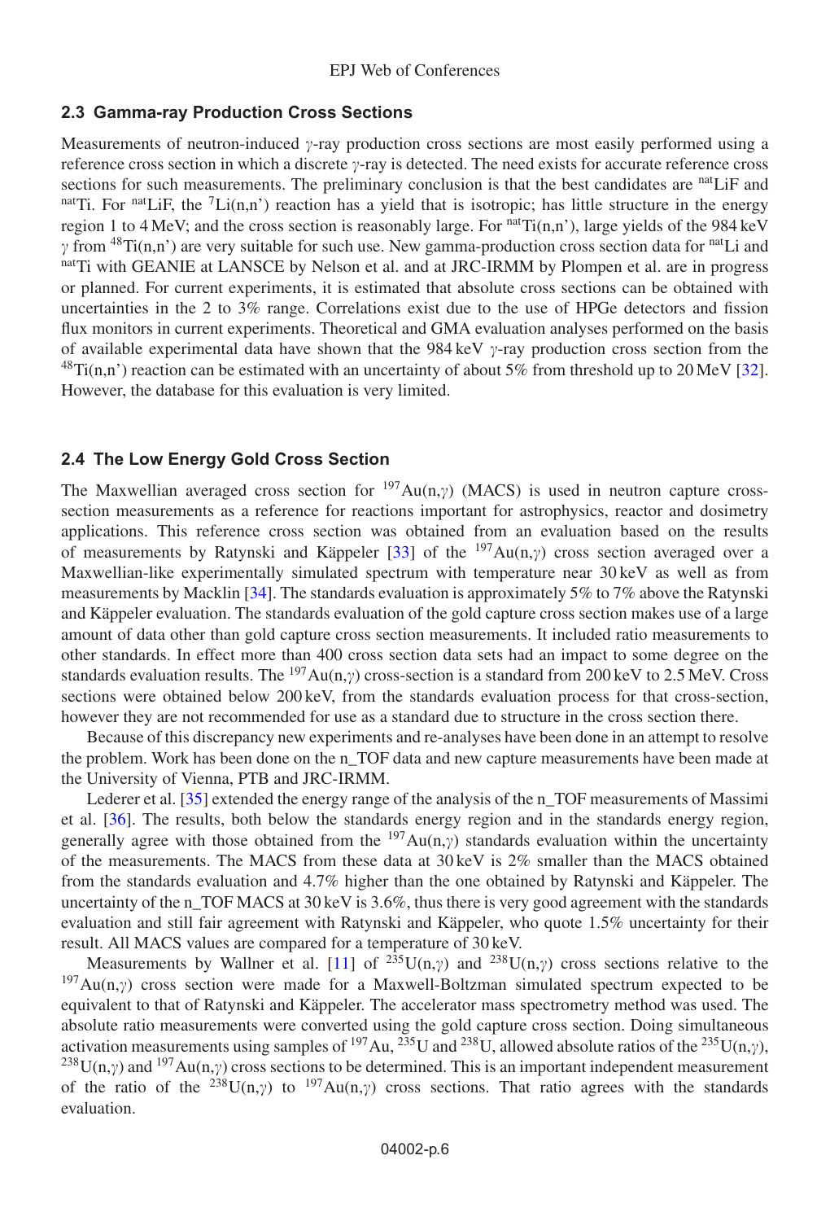### 2.3 Gamma-ray Production Cross Sections

Measurements of neutron-induced $\gamma$-ray production cross sections are most easily performed using a reference cross section in which a discrete $\gamma$-ray is detected. The need exists for accurate reference cross sections for such measurements. The preliminary conclusion is that the best candidates are $^{nat}$LiF and $^{nat}$Ti. For $^{nat}$LiF, the $^{7}$Li(n,n') reaction has a yield that is isotropic; has little structure in the energy region 1 to 4 MeV; and the cross section is reasonably large. For $^{nat}$Ti(n,n'), large yields of the 984 keV $\gamma$ from $^{48}$Ti(n,n') are very suitable for such use. New gamma-production cross section data for $^{nat}$Li and $^{nat}$Ti with GEANIE at LANSCE by Nelson et al. and at JRC-IRMM by Plompen et al. are in progress or planned. For current experiments, it is estimated that absolute cross sections can be obtained with uncertainties in the 2 to 3% range. Correlations exist due to the use of HPGe detectors and fission flux monitors in current experiments. Theoretical and GMA evaluation analyses performed on the basis of available experimental data have shown that the 984 keV $\gamma$-ray production cross section from the $^{48}$Ti(n,n') reaction can be estimated with an uncertainty of about 5% from threshold up to 20 MeV [32]. However, the database for this evaluation is very limited.

### 2.4 The Low Energy Gold Cross Section

The Maxwellian averaged cross section for $^{197}$Au(n,$\gamma$) (MACS) is used in neutron capture cross-section measurements as a reference for reactions important for astrophysics, reactor and dosimetry applications. This reference cross section was obtained from an evaluation based on the results of measurements by Ratynski and Käppeler [33] of the $^{197}$Au(n,$\gamma$) cross section averaged over a Maxwellian-like experimentally simulated spectrum with temperature near 30 keV as well as from measurements by Macklin [34]. The standards evaluation is approximately 5% to 7% above the Ratynski and Käppeler evaluation. The standards evaluation of the gold capture cross section makes use of a large amount of data other than gold capture cross section measurements. It included ratio measurements to other standards. In effect more than 400 cross section data sets had an impact to some degree on the standards evaluation results. The $^{197}$Au(n,$\gamma$) cross-section is a standard from 200 keV to 2.5 MeV. Cross sections were obtained below 200 keV, from the standards evaluation process for that cross-section, however they are not recommended for use as a standard due to structure in the cross section there.

Because of this discrepancy new experiments and re-analyses have been done in an attempt to resolve the problem. Work has been done on the n_TOF data and new capture measurements have been made at the University of Vienna, PTB and JRC-IRMM.

Lederer et al. [35] extended the energy range of the analysis of the n_TOF measurements of Massimi et al. [36]. The results, both below the standards energy region and in the standards energy region, generally agree with those obtained from the $^{197}$Au(n,$\gamma$) standards evaluation within the uncertainty of the measurements. The MACS from these data at 30 keV is 2% smaller than the MACS obtained from the standards evaluation and 4.7% higher than the one obtained by Ratynski and Käppeler. The uncertainty of the n_TOF MACS at 30 keV is 3.6%, thus there is very good agreement with the standards evaluation and still fair agreement with Ratynski and Käppeler, who quote 1.5% uncertainty for their result. All MACS values are compared for a temperature of 30 keV.

Measurements by Wallner et al. [11] of $^{235}$U(n,$\gamma$) and $^{238}$U(n,$\gamma$) cross sections relative to the $^{197}$Au(n,$\gamma$) cross section were made for a Maxwell-Boltzman simulated spectrum expected to be equivalent to that of Ratynski and Käppeler. The accelerator mass spectrometry method was used. The absolute ratio measurements were converted using the gold capture cross section. Doing simultaneous activation measurements using samples of $^{197}$Au, $^{235}$U and $^{238}$U, allowed absolute ratios of the $^{235}$U(n,$\gamma$), $^{238}$U(n,$\gamma$) and $^{197}$Au(n,$\gamma$) cross sections to be determined. This is an important independent measurement of the ratio of the $^{238}$U(n,$\gamma$) to $^{197}$Au(n,$\gamma$) cross sections. That ratio agrees with the standards evaluation.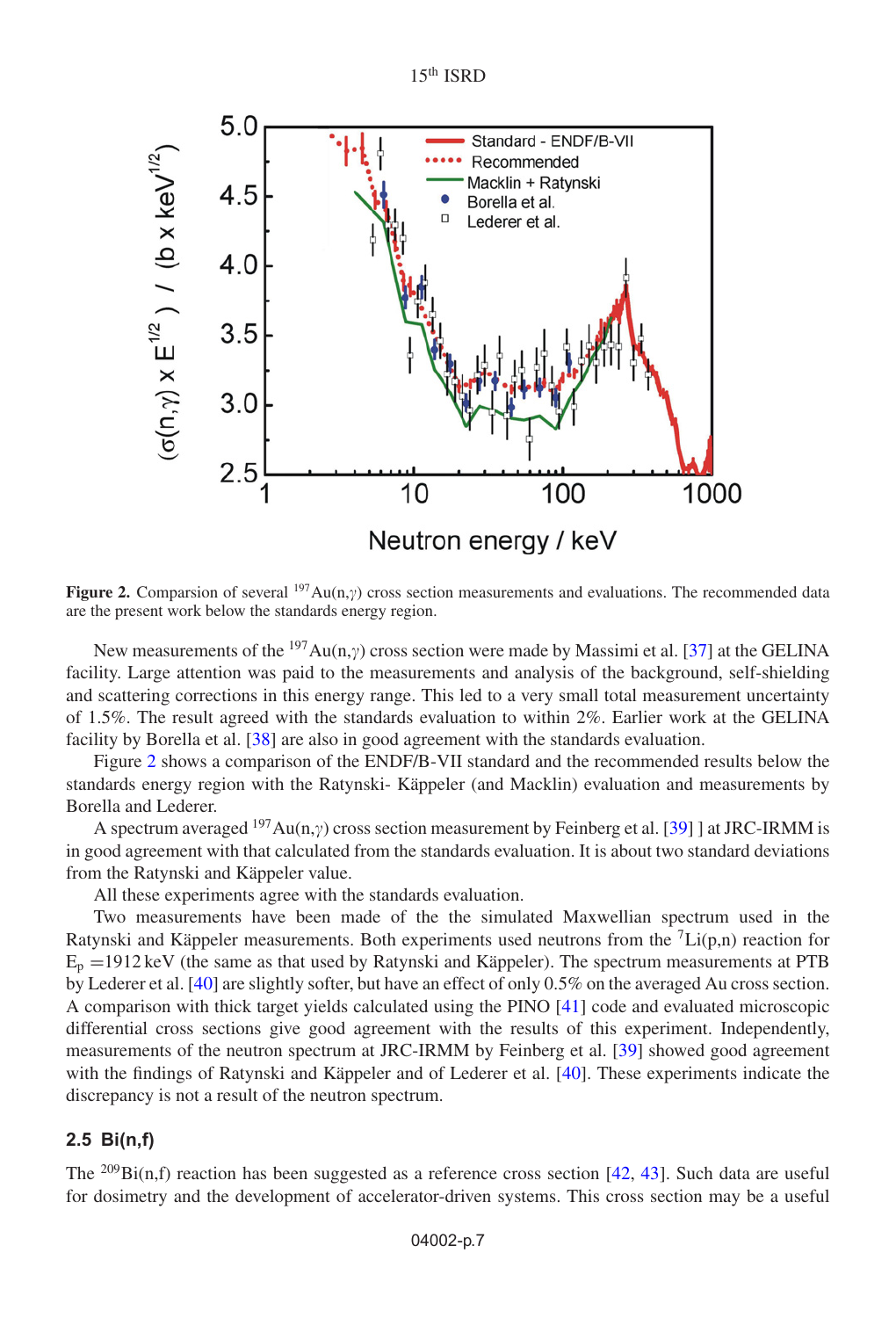**Figure 2.** Comparsion of several $^{197}$Au(n,$\gamma$) cross section measurements and evaluations. The recommended data are the present work below the standards energy region.

New measurements of the $^{197}$Au(n,$\gamma$) cross section were made by Massimi et al. [37] at the GELINA facility. Large attention was paid to the measurements and analysis of the background, self-shielding and scattering corrections in this energy range. This led to a very small total measurement uncertainty of 1.5%. The result agreed with the standards evaluation to within 2%. Earlier work at the GELINA facility by Borella et al. [38] are also in good agreement with the standards evaluation.

Figure 2 shows a comparison of the ENDF/B-VII standard and the recommended results below the standards energy region with the Ratynski- Käppeler (and Macklin) evaluation and measurements by Borella and Lederer.

A spectrum averaged $^{197}$Au(n,$\gamma$) cross section measurement by Feinberg et al. [39] ] at JRC-IRMM is in good agreement with that calculated from the standards evaluation. It is about two standard deviations from the Ratynski and Käppeler value.

All these experiments agree with the standards evaluation.

Two measurements have been made of the simulated Maxwellian spectrum used in the Ratynski and Käppeler measurements. Both experiments used neutrons from the $^{7}$Li(p,n) reaction for $E_p$ =1912 keV (the same as that used by Ratynski and Käppeler). The spectrum measurements at PTB by Lederer et al. [40] are slightly softer, but have an effect of only 0.5% on the averaged Au cross section. A comparison with thick target yields calculated using the PINO [41] code and evaluated microscopic differential cross sections give good agreement with the results of this experiment. Independently, measurements of the neutron spectrum at JRC-IRMM by Feinberg et al. [39] showed good agreement with the findings of Ratynski and Käppeler and of Lederer et al. [40]. These experiments indicate the discrepancy is not a result of the neutron spectrum.

### 2.5 Bi(n,f)

The $^{209}$Bi(n,f) reaction has been suggested as a reference cross section [42, 43]. Such data are useful for dosimetry and the development of accelerator-driven systems. This cross section may be a useful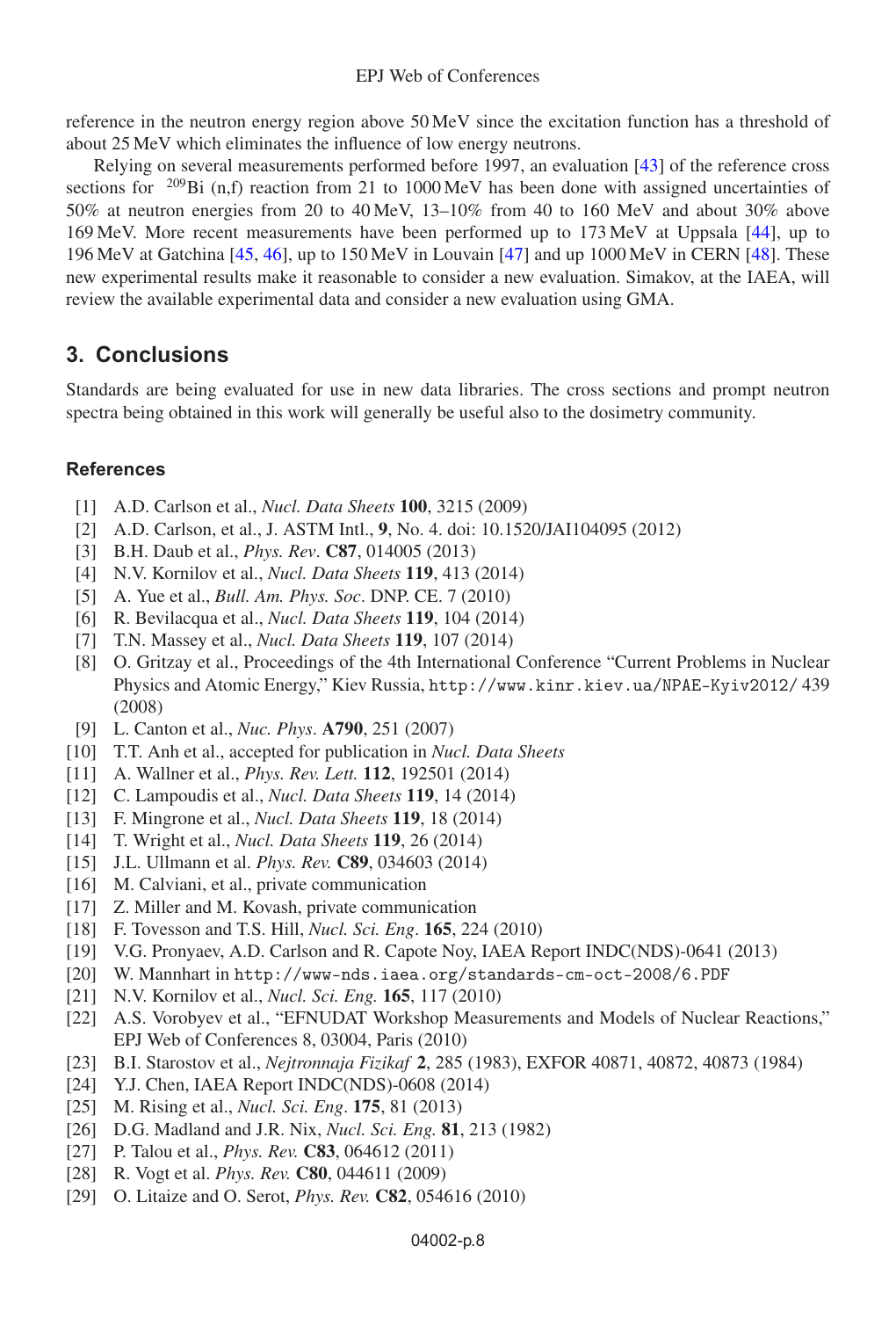reference in the neutron energy region above 50 MeV since the excitation function has a threshold of about 25 MeV which eliminates the influence of low energy neutrons.

Relying on several measurements performed before 1997, an evaluation [43] of the reference cross sections for $^{209}$Bi (n,f) reaction from 21 to 1000 MeV has been done with assigned uncertainties of 50% at neutron energies from 20 to 40 MeV, 13–10% from 40 to 160 MeV and about 30% above 169 MeV. More recent measurements have been performed up to 173 MeV at Uppsala [44], up to 196 MeV at Gatchina [45, 46], up to 150 MeV in Louvain [47] and up 1000 MeV in CERN [48]. These new experimental results make it reasonable to consider a new evaluation. Simakov, at the IAEA, will review the available experimental data and consider a new evaluation using GMA.

## 3. Conclusions

Standards are being evaluated for use in new data libraries. The cross sections and prompt neutron spectra being obtained in this work will generally be useful also to the dosimetry community.

### References

[1] A.D. Carlson et al., *Nucl. Data Sheets* **100**, 3215 (2009)
[2] A.D. Carlson, et al., J. ASTM Intl., **9**, No. 4. doi: 10.1520/JAI104095 (2012)
[3] B.H. Daub et al., *Phys. Rev*. **C87**, 014005 (2013)
[4] N.V. Kornilov et al., *Nucl. Data Sheets* **119**, 413 (2014)
[5] A. Yue et al., *Bull. Am. Phys. Soc*. DNP. CE. 7 (2010)
[6] R. Bevilacqua et al., *Nucl. Data Sheets* **119**, 104 (2014)
[7] T.N. Massey et al., *Nucl. Data Sheets* **119**, 107 (2014)
[8] O. Gritzay et al., Proceedings of the 4th International Conference "Current Problems in Nuclear Physics and Atomic Energy," Kiev Russia, http://www.kinr.kiev.ua/NPAE-Kyiv2012/ 439 (2008)
[9] L. Canton et al., *Nuc. Phys*. **A790**, 251 (2007)
[10] T.T. Anh et al., accepted for publication in *Nucl. Data Sheets*
[11] A. Wallner et al., *Phys. Rev. Lett.* **112**, 192501 (2014)
[12] C. Lampoudis et al., *Nucl. Data Sheets* **119**, 14 (2014)
[13] F. Mingrone et al., *Nucl. Data Sheets* **119**, 18 (2014)
[14] T. Wright et al., *Nucl. Data Sheets* **119**, 26 (2014)
[15] J.L. Ullmann et al. *Phys. Rev.* **C89**, 034603 (2014)
[16] M. Calviani, et al., private communication
[17] Z. Miller and M. Kovash, private communication
[18] F. Tovesson and T.S. Hill, *Nucl. Sci. Eng*. **165**, 224 (2010)
[19] V.G. Pronyaev, A.D. Carlson and R. Capote Noy, IAEA Report INDC(NDS)-0641 (2013)
[20] W. Mannhart in http://www-nds.iaea.org/standards-cm-oct-2008/6.PDF
[21] N.V. Kornilov et al., *Nucl. Sci. Eng.* **165**, 117 (2010)
[22] A.S. Vorobyev et al., "EFNUDAT Workshop Measurements and Models of Nuclear Reactions," EPJ Web of Conferences 8, 03004, Paris (2010)
[23] B.I. Starostov et al., *Nejtronnaja Fizikaf* **2**, 285 (1983), EXFOR 40871, 40872, 40873 (1984)
[24] Y.J. Chen, IAEA Report INDC(NDS)-0608 (2014)
[25] M. Rising et al., *Nucl. Sci. Eng*. **175**, 81 (2013)
[26] D.G. Madland and J.R. Nix, *Nucl. Sci. Eng.* **81**, 213 (1982)
[27] P. Talou et al., *Phys. Rev.* **C83**, 064612 (2011)
[28] R. Vogt et al. *Phys. Rev.* **C80**, 044611 (2009)
[29] O. Litaize and O. Serot, *Phys. Rev.* **C82**, 054616 (2010)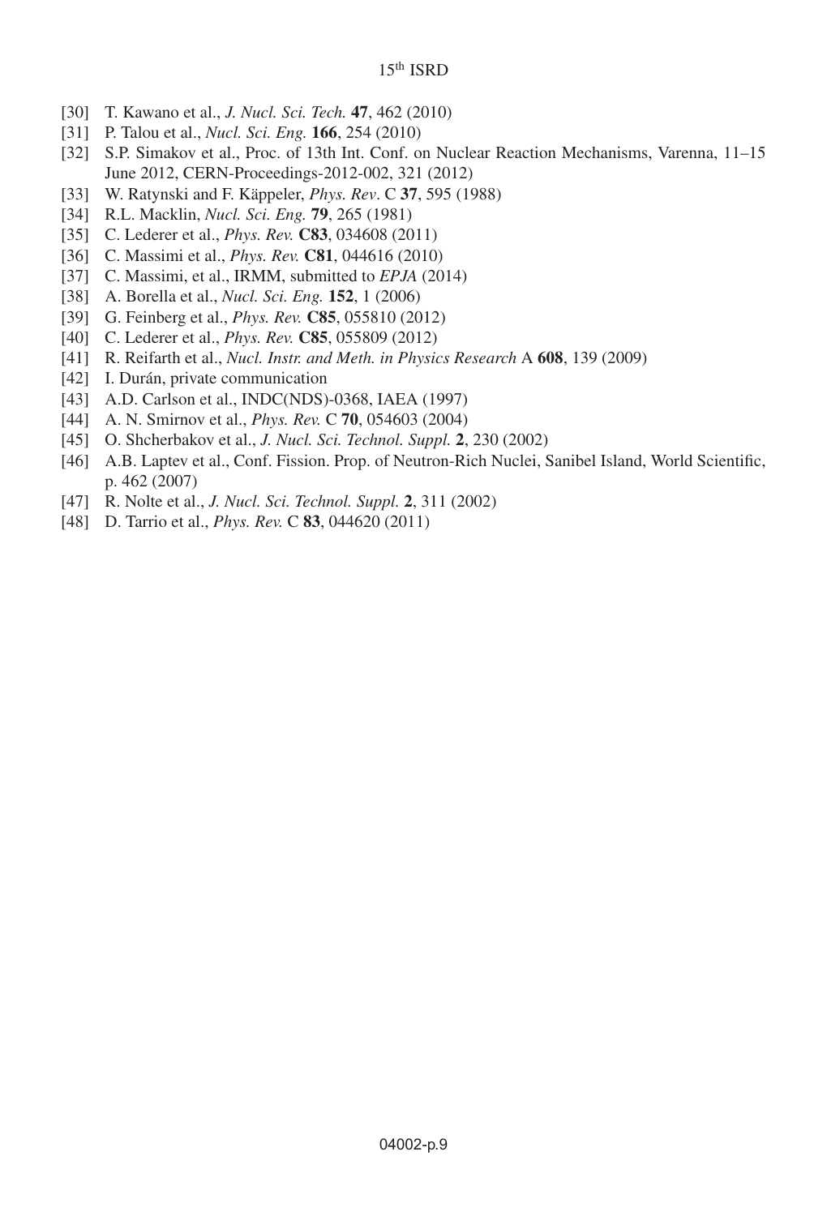[30] T. Kawano et al., *J. Nucl. Sci. Tech.* **47**, 462 (2010)

[31] P. Talou et al., *Nucl. Sci. Eng.* **166**, 254 (2010)

[32] S.P. Simakov et al., Proc. of 13th Int. Conf. on Nuclear Reaction Mechanisms, Varenna, 11–15 June 2012, CERN-Proceedings-2012-002, 321 (2012)

[33] W. Ratynski and F. Käppeler, *Phys. Rev*. C **37**, 595 (1988)

[34] R.L. Macklin, *Nucl. Sci. Eng.* **79**, 265 (1981)

[35] C. Lederer et al., *Phys. Rev.* **C83**, 034608 (2011)

[36] C. Massimi et al., *Phys. Rev.* **C81**, 044616 (2010)

[37] C. Massimi, et al., IRMM, submitted to *EPJA* (2014)

[38] A. Borella et al., *Nucl. Sci. Eng.* **152**, 1 (2006)

[39] G. Feinberg et al., *Phys. Rev.* **C85**, 055810 (2012)

[40] C. Lederer et al., *Phys. Rev.* **C85**, 055809 (2012)

[41] R. Reifarth et al., *Nucl. Instr. and Meth. in Physics Research* A **608**, 139 (2009)

[42] I. Durán, private communication

[43] A.D. Carlson et al., INDC(NDS)-0368, IAEA (1997)

[44] A. N. Smirnov et al., *Phys. Rev.* C **70**, 054603 (2004)

[45] O. Shcherbakov et al., *J. Nucl. Sci. Technol. Suppl.* **2**, 230 (2002)

[46] A.B. Laptev et al., Conf. Fission. Prop. of Neutron-Rich Nuclei, Sanibel Island, World Scientific, p. 462 (2007)

[47] R. Nolte et al., *J. Nucl. Sci. Technol. Suppl.* **2**, 311 (2002)

[48] D. Tarrio et al., *Phys. Rev.* C **83**, 044620 (2011)